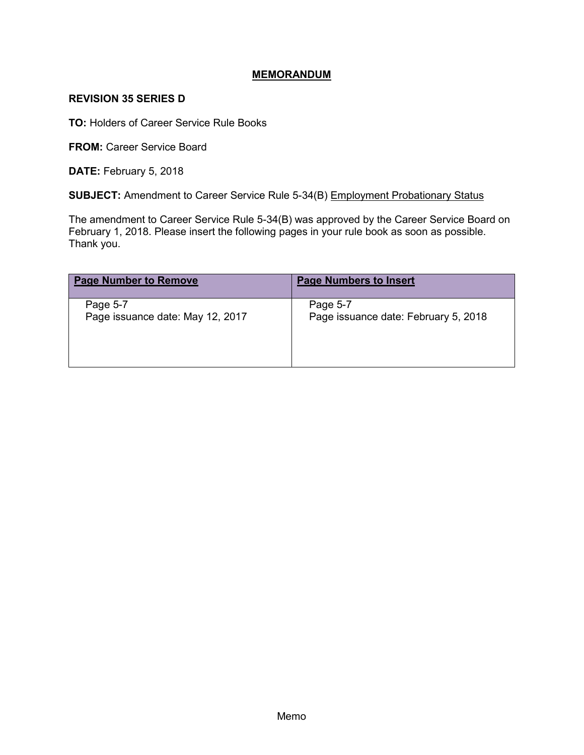# MEMORANDUM

**REVISION 35 SERIES D**

**TO:** Holders of Career Service Rule Books

**FROM:** Career Service Board

**DATE:** February 5, 2018

**SUBJECT:** Amendment to Career Service Rule 5-34(B) Employment Probationary Status

The amendment to Career Service Rule 5-34(B) was approved by the Career Service Board on February 1, 2018. Please insert the following pages in your rule book as soon as possible. Thank you.

| Page Number to Remove | Page Numbers to Insert |
| --- | --- |
| Page 5-7<br>Page issuance date: May 12, 2017 | Page 5-7<br>Page issuance date: February 5, 2018 |

Memo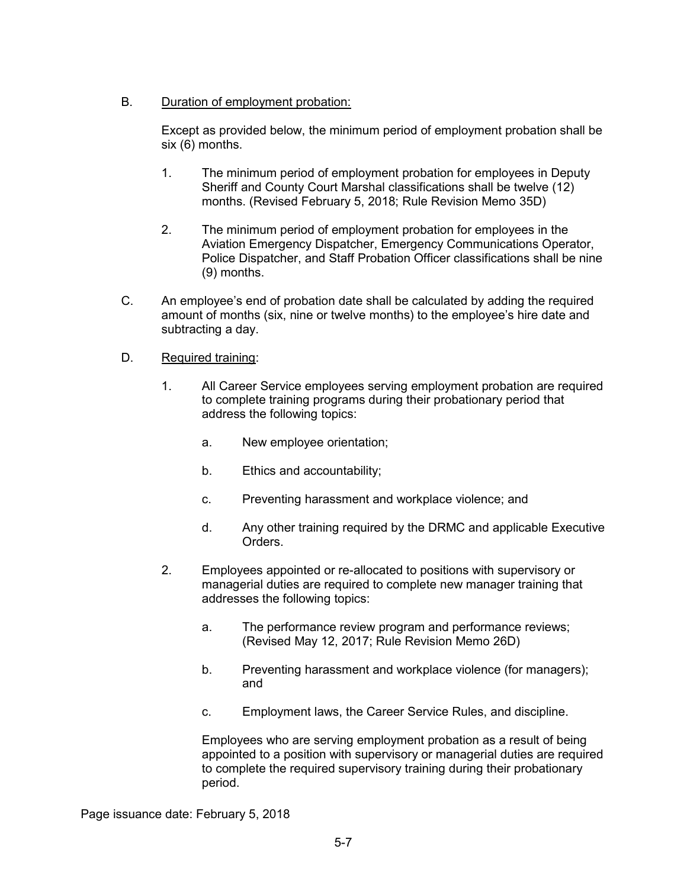B. <u>Duration of employment probation:</u>

Except as provided below, the minimum period of employment probation shall be six (6) months.

1. The minimum period of employment probation for employees in Deputy Sheriff and County Court Marshal classifications shall be twelve (12) months. (Revised February 5, 2018; Rule Revision Memo 35D)

2. The minimum period of employment probation for employees in the Aviation Emergency Dispatcher, Emergency Communications Operator, Police Dispatcher, and Staff Probation Officer classifications shall be nine (9) months.

C. An employee's end of probation date shall be calculated by adding the required amount of months (six, nine or twelve months) to the employee's hire date and subtracting a day.

D. <u>Required training</u>:

1. All Career Service employees serving employment probation are required to complete training programs during their probationary period that address the following topics:

   a. New employee orientation;

   b. Ethics and accountability;

   c. Preventing harassment and workplace violence; and

   d. Any other training required by the DRMC and applicable Executive Orders.

2. Employees appointed or re-allocated to positions with supervisory or managerial duties are required to complete new manager training that addresses the following topics:

   a. The performance review program and performance reviews; (Revised May 12, 2017; Rule Revision Memo 26D)

   b. Preventing harassment and workplace violence (for managers); and

   c. Employment laws, the Career Service Rules, and discipline.

   Employees who are serving employment probation as a result of being appointed to a position with supervisory or managerial duties are required to complete the required supervisory training during their probationary period.

Page issuance date: February 5, 2018